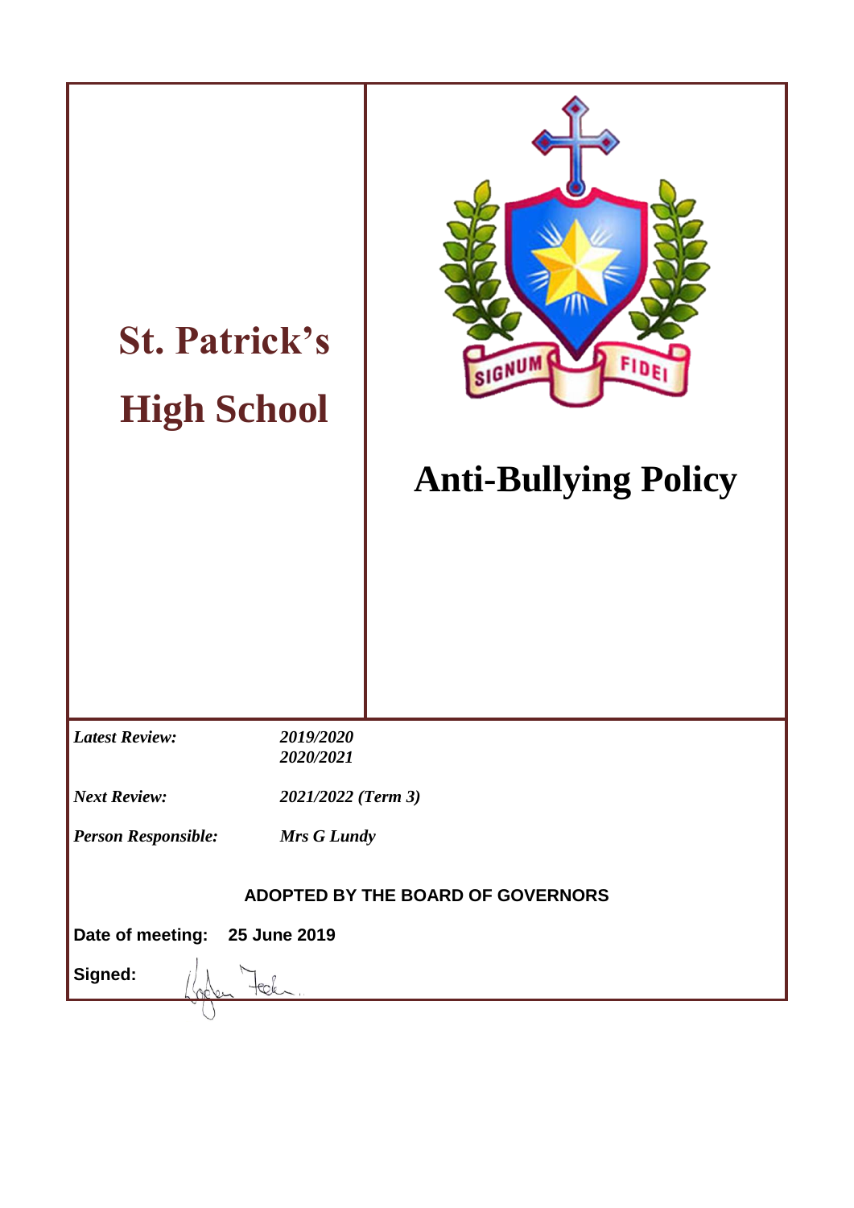# St. Patrick's High School

SIGNUM FIDEI

# Anti-Bullying Policy

| | |
|---|---|
| *Latest Review:* | *2019/2020* |
| | *2020/2021* |
| *Next Review:* | *2021/2022 (Term 3)* |
| *Person Responsible:* | *Mrs G Lundy* |

**ADOPTED BY THE BOARD OF GOVERNORS**

**Date of meeting:** **25 June 2019**

**Signed:**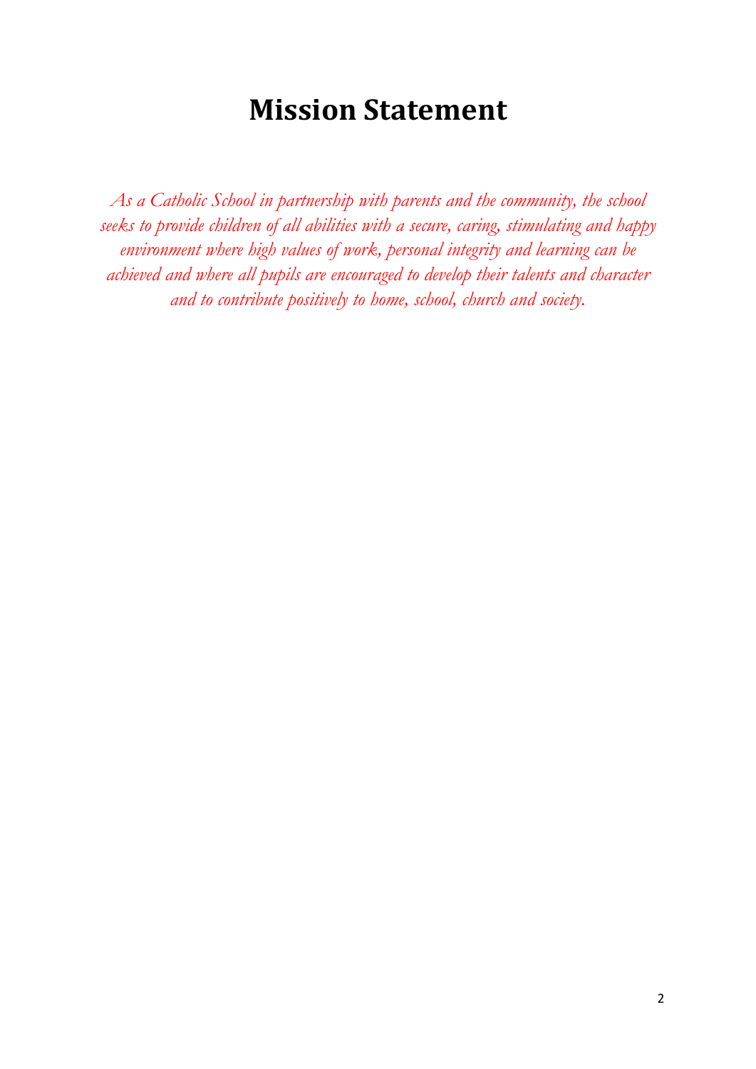# Mission Statement

*As a Catholic School in partnership with parents and the community, the school seeks to provide children of all abilities with a secure, caring, stimulating and happy environment where high values of work, personal integrity and learning can be achieved and where all pupils are encouraged to develop their talents and character and to contribute positively to home, school, church and society.*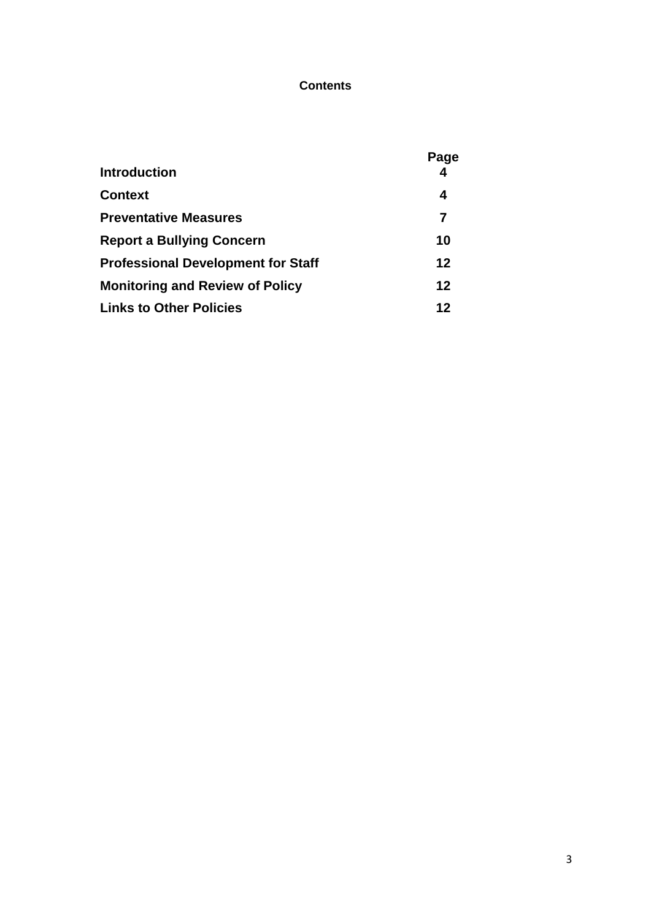# Contents

| | Page |
|---|---|
| **Introduction** | **4** |
| **Context** | **4** |
| **Preventative Measures** | **7** |
| **Report a Bullying Concern** | **10** |
| **Professional Development for Staff** | **12** |
| **Monitoring and Review of Policy** | **12** |
| **Links to Other Policies** | **12** |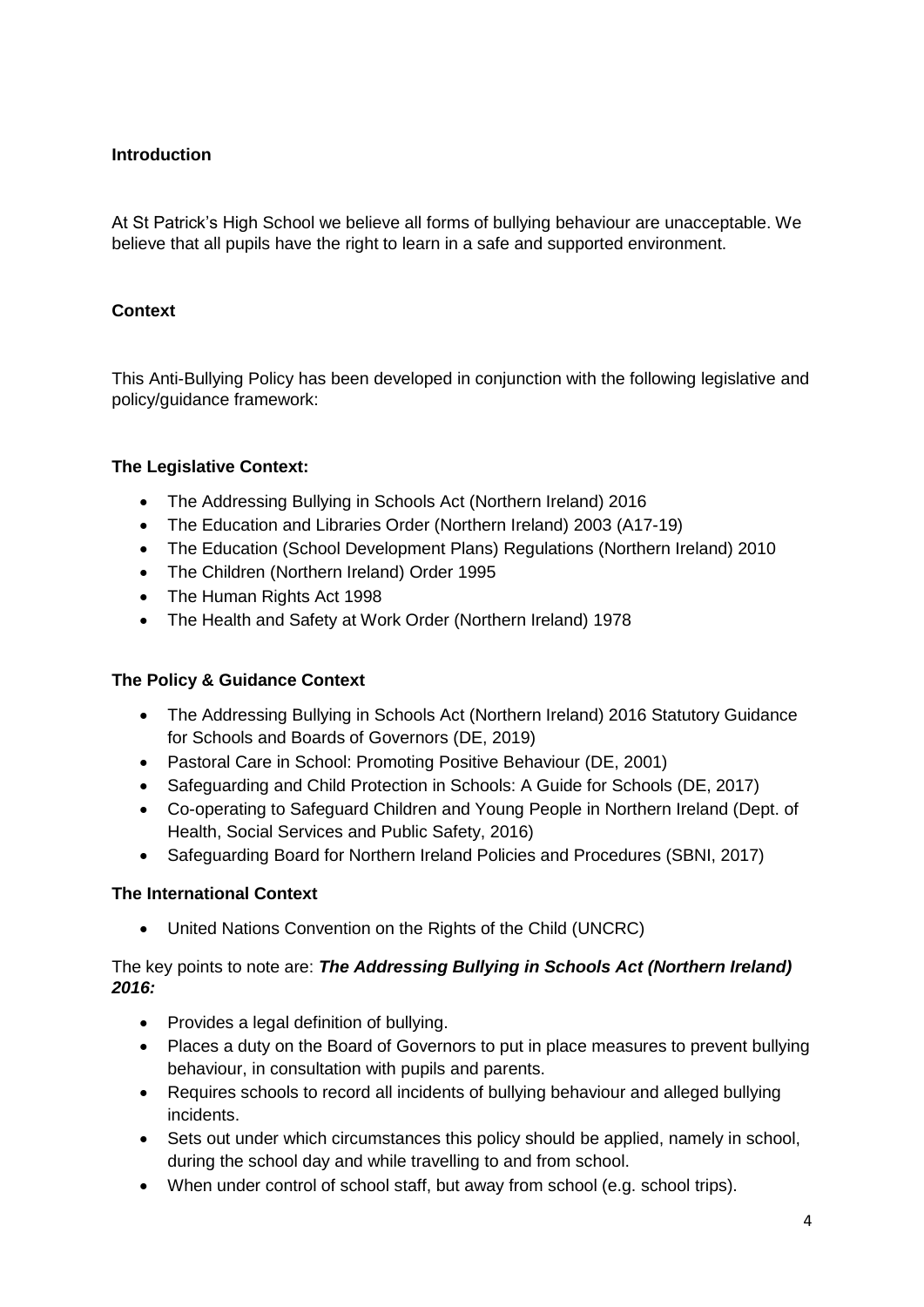## Introduction

At St Patrick's High School we believe all forms of bullying behaviour are unacceptable. We believe that all pupils have the right to learn in a safe and supported environment.

## Context

This Anti-Bullying Policy has been developed in conjunction with the following legislative and policy/guidance framework:

### The Legislative Context:

- The Addressing Bullying in Schools Act (Northern Ireland) 2016
- The Education and Libraries Order (Northern Ireland) 2003 (A17-19)
- The Education (School Development Plans) Regulations (Northern Ireland) 2010
- The Children (Northern Ireland) Order 1995
- The Human Rights Act 1998
- The Health and Safety at Work Order (Northern Ireland) 1978

### The Policy & Guidance Context

- The Addressing Bullying in Schools Act (Northern Ireland) 2016 Statutory Guidance for Schools and Boards of Governors (DE, 2019)
- Pastoral Care in School: Promoting Positive Behaviour (DE, 2001)
- Safeguarding and Child Protection in Schools: A Guide for Schools (DE, 2017)
- Co-operating to Safeguard Children and Young People in Northern Ireland (Dept. of Health, Social Services and Public Safety, 2016)
- Safeguarding Board for Northern Ireland Policies and Procedures (SBNI, 2017)

### The International Context

- United Nations Convention on the Rights of the Child (UNCRC)

The key points to note are: ***The Addressing Bullying in Schools Act (Northern Ireland) 2016:***

- Provides a legal definition of bullying.
- Places a duty on the Board of Governors to put in place measures to prevent bullying behaviour, in consultation with pupils and parents.
- Requires schools to record all incidents of bullying behaviour and alleged bullying incidents.
- Sets out under which circumstances this policy should be applied, namely in school, during the school day and while travelling to and from school.
- When under control of school staff, but away from school (e.g. school trips).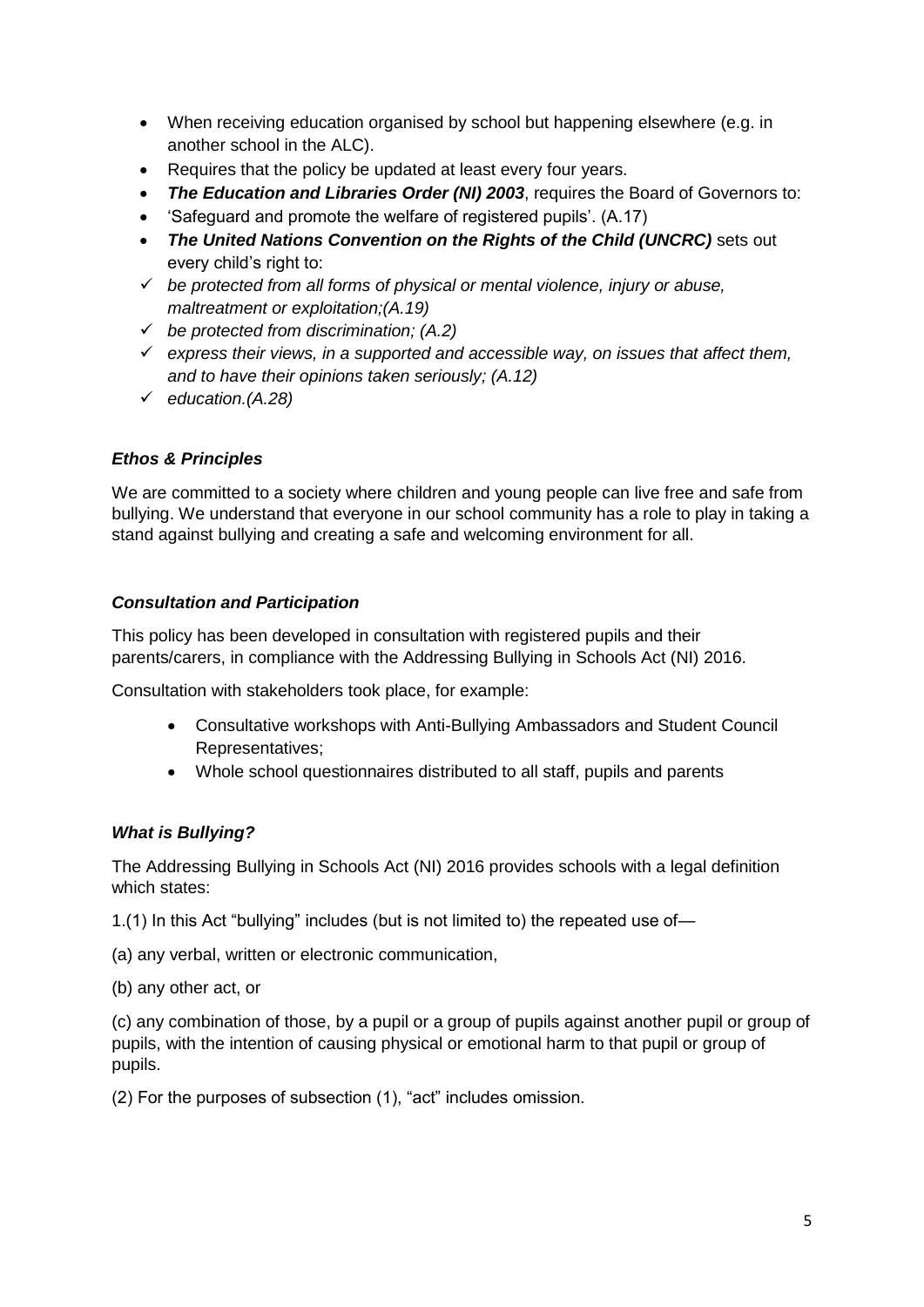- When receiving education organised by school but happening elsewhere (e.g. in another school in the ALC).
- Requires that the policy be updated at least every four years.
- ***The Education and Libraries Order (NI) 2003***, requires the Board of Governors to:
- 'Safeguard and promote the welfare of registered pupils'. (A.17)
- ***The United Nations Convention on the Rights of the Child (UNCRC)*** sets out every child's right to:
- ✓ *be protected from all forms of physical or mental violence, injury or abuse, maltreatment or exploitation;(A.19)*
- ✓ *be protected from discrimination; (A.2)*
- ✓ *express their views, in a supported and accessible way, on issues that affect them, and to have their opinions taken seriously; (A.12)*
- ✓ *education.(A.28)*

### *Ethos & Principles*

We are committed to a society where children and young people can live free and safe from bullying. We understand that everyone in our school community has a role to play in taking a stand against bullying and creating a safe and welcoming environment for all.

### *Consultation and Participation*

This policy has been developed in consultation with registered pupils and their parents/carers, in compliance with the Addressing Bullying in Schools Act (NI) 2016.

Consultation with stakeholders took place, for example:

- Consultative workshops with Anti-Bullying Ambassadors and Student Council Representatives;
- Whole school questionnaires distributed to all staff, pupils and parents

### *What is Bullying?*

The Addressing Bullying in Schools Act (NI) 2016 provides schools with a legal definition which states:

1.(1) In this Act "bullying" includes (but is not limited to) the repeated use of—

(a) any verbal, written or electronic communication,

(b) any other act, or

(c) any combination of those, by a pupil or a group of pupils against another pupil or group of pupils, with the intention of causing physical or emotional harm to that pupil or group of pupils.

(2) For the purposes of subsection (1), "act" includes omission.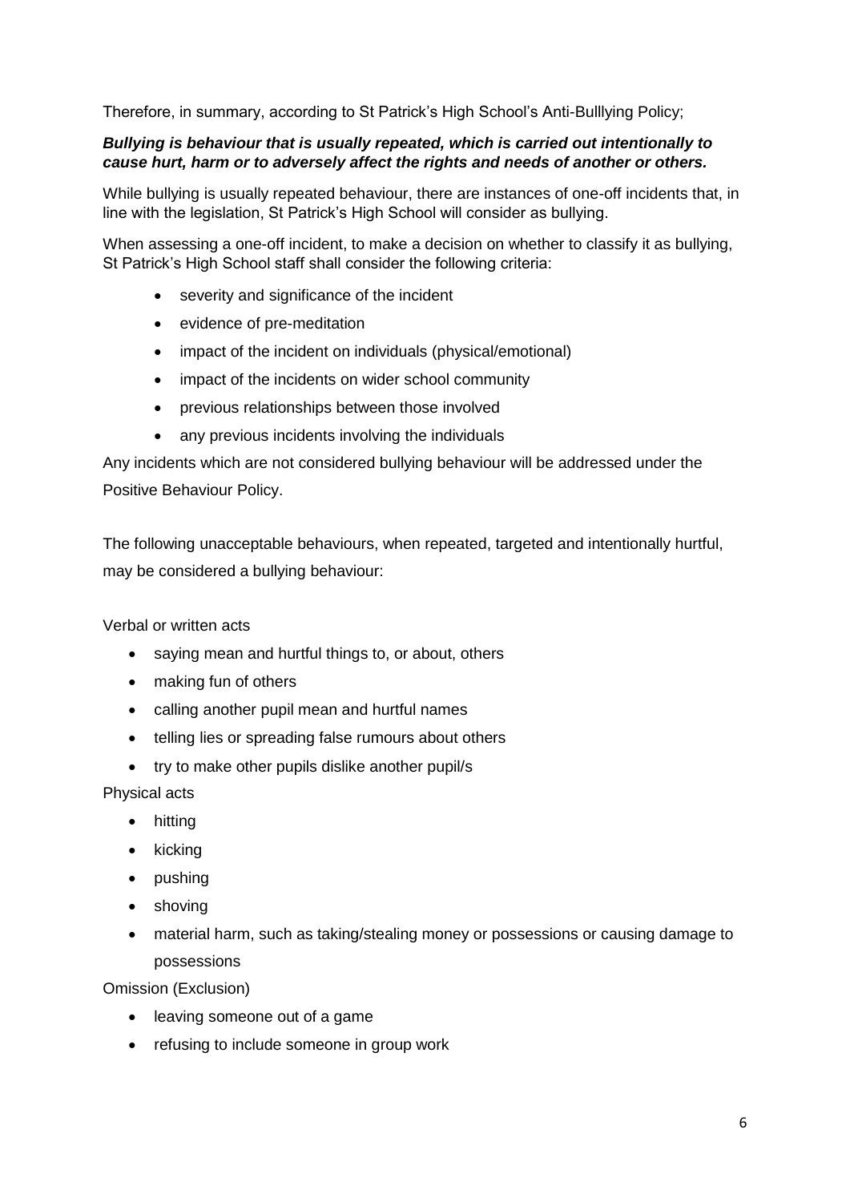Therefore, in summary, according to St Patrick's High School's Anti-Bulllying Policy;

***Bullying is behaviour that is usually repeated, which is carried out intentionally to cause hurt, harm or to adversely affect the rights and needs of another or others.***

While bullying is usually repeated behaviour, there are instances of one-off incidents that, in line with the legislation, St Patrick's High School will consider as bullying.

When assessing a one-off incident, to make a decision on whether to classify it as bullying, St Patrick's High School staff shall consider the following criteria:

- severity and significance of the incident
- evidence of pre-meditation
- impact of the incident on individuals (physical/emotional)
- impact of the incidents on wider school community
- previous relationships between those involved
- any previous incidents involving the individuals

Any incidents which are not considered bullying behaviour will be addressed under the Positive Behaviour Policy.

The following unacceptable behaviours, when repeated, targeted and intentionally hurtful, may be considered a bullying behaviour:

Verbal or written acts

- saying mean and hurtful things to, or about, others
- making fun of others
- calling another pupil mean and hurtful names
- telling lies or spreading false rumours about others
- try to make other pupils dislike another pupil/s

Physical acts

- hitting
- kicking
- pushing
- shoving
- material harm, such as taking/stealing money or possessions or causing damage to possessions

Omission (Exclusion)

- leaving someone out of a game
- refusing to include someone in group work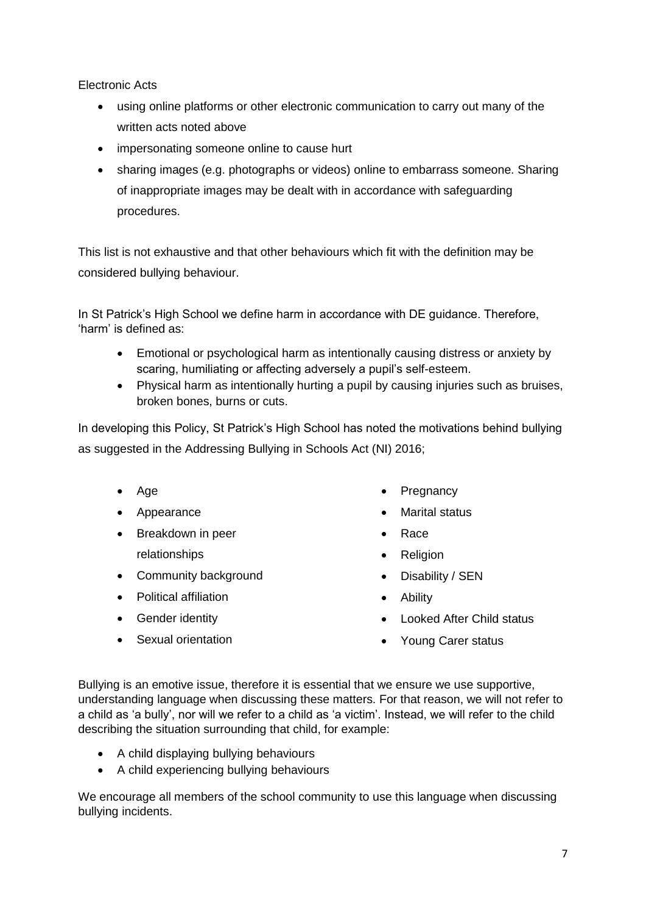Electronic Acts

- using online platforms or other electronic communication to carry out many of the written acts noted above
- impersonating someone online to cause hurt
- sharing images (e.g. photographs or videos) online to embarrass someone. Sharing of inappropriate images may be dealt with in accordance with safeguarding procedures.

This list is not exhaustive and that other behaviours which fit with the definition may be considered bullying behaviour.

In St Patrick's High School we define harm in accordance with DE guidance. Therefore, 'harm' is defined as:

- Emotional or psychological harm as intentionally causing distress or anxiety by scaring, humiliating or affecting adversely a pupil's self-esteem.
- Physical harm as intentionally hurting a pupil by causing injuries such as bruises, broken bones, burns or cuts.

In developing this Policy, St Patrick's High School has noted the motivations behind bullying as suggested in the Addressing Bullying in Schools Act (NI) 2016;

- Age
- Appearance
- Breakdown in peer relationships
- Community background
- Political affiliation
- Gender identity
- Sexual orientation
- Pregnancy
- Marital status
- Race
- Religion
- Disability / SEN
- Ability
- Looked After Child status
- Young Carer status

Bullying is an emotive issue, therefore it is essential that we ensure we use supportive, understanding language when discussing these matters. For that reason, we will not refer to a child as 'a bully', nor will we refer to a child as 'a victim'. Instead, we will refer to the child describing the situation surrounding that child, for example:

- A child displaying bullying behaviours
- A child experiencing bullying behaviours

We encourage all members of the school community to use this language when discussing bullying incidents.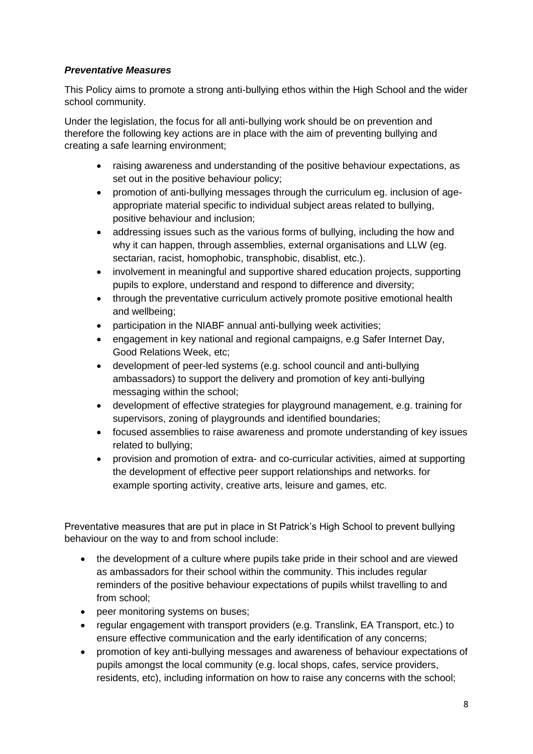***Preventative Measures***

This Policy aims to promote a strong anti-bullying ethos within the High School and the wider school community.

Under the legislation, the focus for all anti-bullying work should be on prevention and therefore the following key actions are in place with the aim of preventing bullying and creating a safe learning environment;

- raising awareness and understanding of the positive behaviour expectations, as set out in the positive behaviour policy;
- promotion of anti-bullying messages through the curriculum eg. inclusion of age-appropriate material specific to individual subject areas related to bullying, positive behaviour and inclusion;
- addressing issues such as the various forms of bullying, including the how and why it can happen, through assemblies, external organisations and LLW (eg. sectarian, racist, homophobic, transphobic, disablist, etc.).
- involvement in meaningful and supportive shared education projects, supporting pupils to explore, understand and respond to difference and diversity;
- through the preventative curriculum actively promote positive emotional health and wellbeing;
- participation in the NIABF annual anti-bullying week activities;
- engagement in key national and regional campaigns, e.g Safer Internet Day, Good Relations Week, etc;
- development of peer-led systems (e.g. school council and anti-bullying ambassadors) to support the delivery and promotion of key anti-bullying messaging within the school;
- development of effective strategies for playground management, e.g. training for supervisors, zoning of playgrounds and identified boundaries;
- focused assemblies to raise awareness and promote understanding of key issues related to bullying;
- provision and promotion of extra- and co-curricular activities, aimed at supporting the development of effective peer support relationships and networks. for example sporting activity, creative arts, leisure and games, etc.

Preventative measures that are put in place in St Patrick's High School to prevent bullying behaviour on the way to and from school include:

- the development of a culture where pupils take pride in their school and are viewed as ambassadors for their school within the community. This includes regular reminders of the positive behaviour expectations of pupils whilst travelling to and from school;
- peer monitoring systems on buses;
- regular engagement with transport providers (e.g. Translink, EA Transport, etc.) to ensure effective communication and the early identification of any concerns;
- promotion of key anti-bullying messages and awareness of behaviour expectations of pupils amongst the local community (e.g. local shops, cafes, service providers, residents, etc), including information on how to raise any concerns with the school;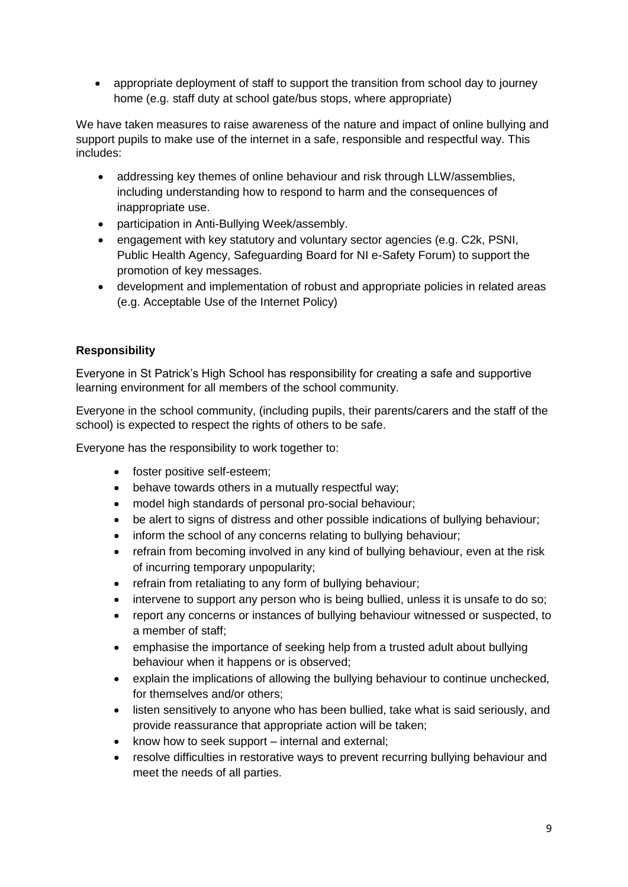- appropriate deployment of staff to support the transition from school day to journey home (e.g. staff duty at school gate/bus stops, where appropriate)

We have taken measures to raise awareness of the nature and impact of online bullying and support pupils to make use of the internet in a safe, responsible and respectful way. This includes:

- addressing key themes of online behaviour and risk through LLW/assemblies, including understanding how to respond to harm and the consequences of inappropriate use.
- participation in Anti-Bullying Week/assembly.
- engagement with key statutory and voluntary sector agencies (e.g. C2k, PSNI, Public Health Agency, Safeguarding Board for NI e-Safety Forum) to support the promotion of key messages.
- development and implementation of robust and appropriate policies in related areas (e.g. Acceptable Use of the Internet Policy)

**Responsibility**

Everyone in St Patrick's High School has responsibility for creating a safe and supportive learning environment for all members of the school community.

Everyone in the school community, (including pupils, their parents/carers and the staff of the school) is expected to respect the rights of others to be safe.

Everyone has the responsibility to work together to:

- foster positive self-esteem;
- behave towards others in a mutually respectful way;
- model high standards of personal pro-social behaviour;
- be alert to signs of distress and other possible indications of bullying behaviour;
- inform the school of any concerns relating to bullying behaviour;
- refrain from becoming involved in any kind of bullying behaviour, even at the risk of incurring temporary unpopularity;
- refrain from retaliating to any form of bullying behaviour;
- intervene to support any person who is being bullied, unless it is unsafe to do so;
- report any concerns or instances of bullying behaviour witnessed or suspected, to a member of staff;
- emphasise the importance of seeking help from a trusted adult about bullying behaviour when it happens or is observed;
- explain the implications of allowing the bullying behaviour to continue unchecked, for themselves and/or others;
- listen sensitively to anyone who has been bullied, take what is said seriously, and provide reassurance that appropriate action will be taken;
- know how to seek support – internal and external;
- resolve difficulties in restorative ways to prevent recurring bullying behaviour and meet the needs of all parties.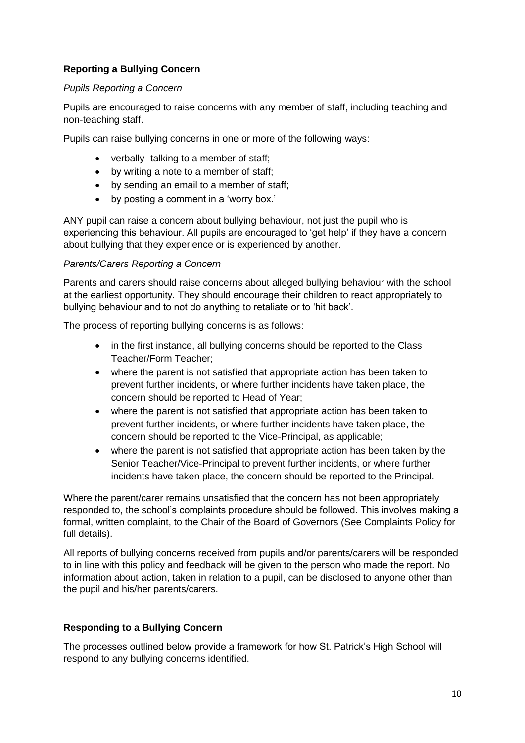**Reporting a Bullying Concern**

*Pupils Reporting a Concern*

Pupils are encouraged to raise concerns with any member of staff, including teaching and non-teaching staff.

Pupils can raise bullying concerns in one or more of the following ways:

- verbally- talking to a member of staff;
- by writing a note to a member of staff;
- by sending an email to a member of staff;
- by posting a comment in a 'worry box.'

ANY pupil can raise a concern about bullying behaviour, not just the pupil who is experiencing this behaviour. All pupils are encouraged to 'get help' if they have a concern about bullying that they experience or is experienced by another.

*Parents/Carers Reporting a Concern*

Parents and carers should raise concerns about alleged bullying behaviour with the school at the earliest opportunity. They should encourage their children to react appropriately to bullying behaviour and to not do anything to retaliate or to 'hit back'.

The process of reporting bullying concerns is as follows:

- in the first instance, all bullying concerns should be reported to the Class Teacher/Form Teacher;
- where the parent is not satisfied that appropriate action has been taken to prevent further incidents, or where further incidents have taken place, the concern should be reported to Head of Year;
- where the parent is not satisfied that appropriate action has been taken to prevent further incidents, or where further incidents have taken place, the concern should be reported to the Vice-Principal, as applicable;
- where the parent is not satisfied that appropriate action has been taken by the Senior Teacher/Vice-Principal to prevent further incidents, or where further incidents have taken place, the concern should be reported to the Principal.

Where the parent/carer remains unsatisfied that the concern has not been appropriately responded to, the school's complaints procedure should be followed. This involves making a formal, written complaint, to the Chair of the Board of Governors (See Complaints Policy for full details).

All reports of bullying concerns received from pupils and/or parents/carers will be responded to in line with this policy and feedback will be given to the person who made the report. No information about action, taken in relation to a pupil, can be disclosed to anyone other than the pupil and his/her parents/carers.

**Responding to a Bullying Concern**

The processes outlined below provide a framework for how St. Patrick's High School will respond to any bullying concerns identified.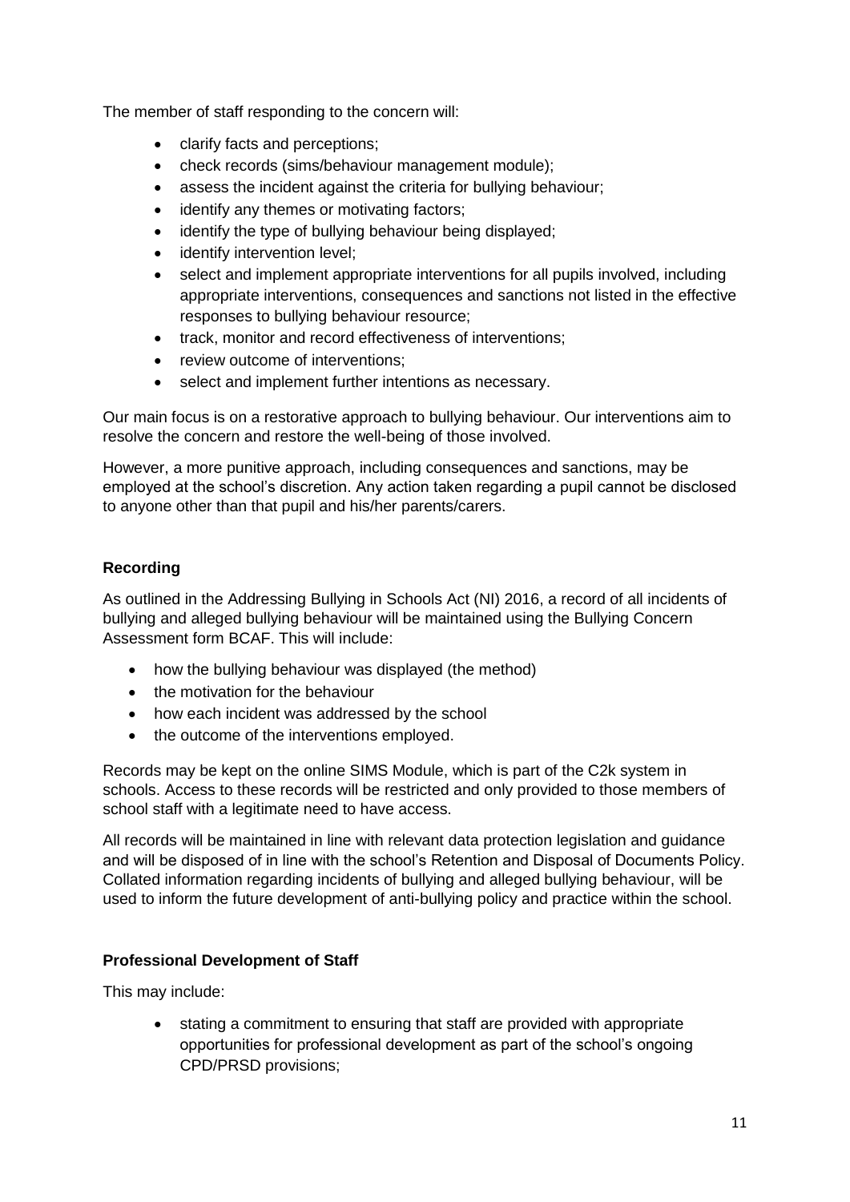The member of staff responding to the concern will:

- clarify facts and perceptions;
- check records (sims/behaviour management module);
- assess the incident against the criteria for bullying behaviour;
- identify any themes or motivating factors;
- identify the type of bullying behaviour being displayed;
- identify intervention level;
- select and implement appropriate interventions for all pupils involved, including appropriate interventions, consequences and sanctions not listed in the effective responses to bullying behaviour resource;
- track, monitor and record effectiveness of interventions;
- review outcome of interventions;
- select and implement further intentions as necessary.

Our main focus is on a restorative approach to bullying behaviour. Our interventions aim to resolve the concern and restore the well-being of those involved.

However, a more punitive approach, including consequences and sanctions, may be employed at the school's discretion. Any action taken regarding a pupil cannot be disclosed to anyone other than that pupil and his/her parents/carers.

**Recording**

As outlined in the Addressing Bullying in Schools Act (NI) 2016, a record of all incidents of bullying and alleged bullying behaviour will be maintained using the Bullying Concern Assessment form BCAF. This will include:

- how the bullying behaviour was displayed (the method)
- the motivation for the behaviour
- how each incident was addressed by the school
- the outcome of the interventions employed.

Records may be kept on the online SIMS Module, which is part of the C2k system in schools. Access to these records will be restricted and only provided to those members of school staff with a legitimate need to have access.

All records will be maintained in line with relevant data protection legislation and guidance and will be disposed of in line with the school's Retention and Disposal of Documents Policy. Collated information regarding incidents of bullying and alleged bullying behaviour, will be used to inform the future development of anti-bullying policy and practice within the school.

**Professional Development of Staff**

This may include:

- stating a commitment to ensuring that staff are provided with appropriate opportunities for professional development as part of the school's ongoing CPD/PRSD provisions;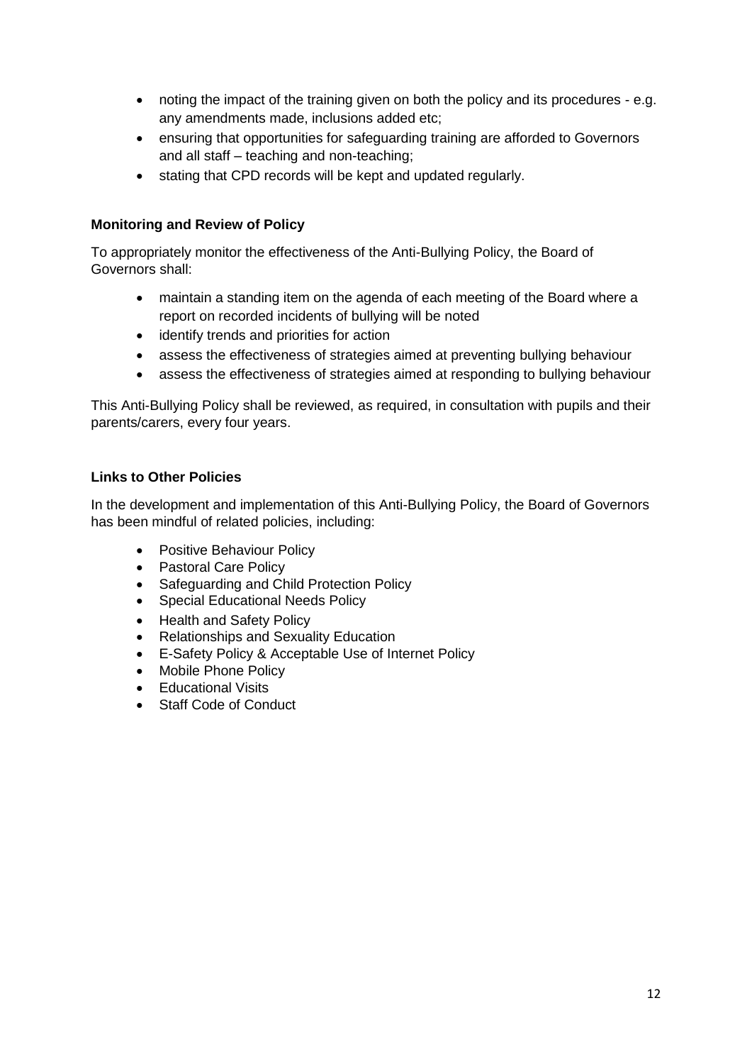- noting the impact of the training given on both the policy and its procedures - e.g. any amendments made, inclusions added etc;
- ensuring that opportunities for safeguarding training are afforded to Governors and all staff – teaching and non-teaching;
- stating that CPD records will be kept and updated regularly.

**Monitoring and Review of Policy**

To appropriately monitor the effectiveness of the Anti-Bullying Policy, the Board of Governors shall:

- maintain a standing item on the agenda of each meeting of the Board where a report on recorded incidents of bullying will be noted
- identify trends and priorities for action
- assess the effectiveness of strategies aimed at preventing bullying behaviour
- assess the effectiveness of strategies aimed at responding to bullying behaviour

This Anti-Bullying Policy shall be reviewed, as required, in consultation with pupils and their parents/carers, every four years.

**Links to Other Policies**

In the development and implementation of this Anti-Bullying Policy, the Board of Governors has been mindful of related policies, including:

- Positive Behaviour Policy
- Pastoral Care Policy
- Safeguarding and Child Protection Policy
- Special Educational Needs Policy
- Health and Safety Policy
- Relationships and Sexuality Education
- E-Safety Policy & Acceptable Use of Internet Policy
- Mobile Phone Policy
- Educational Visits
- Staff Code of Conduct